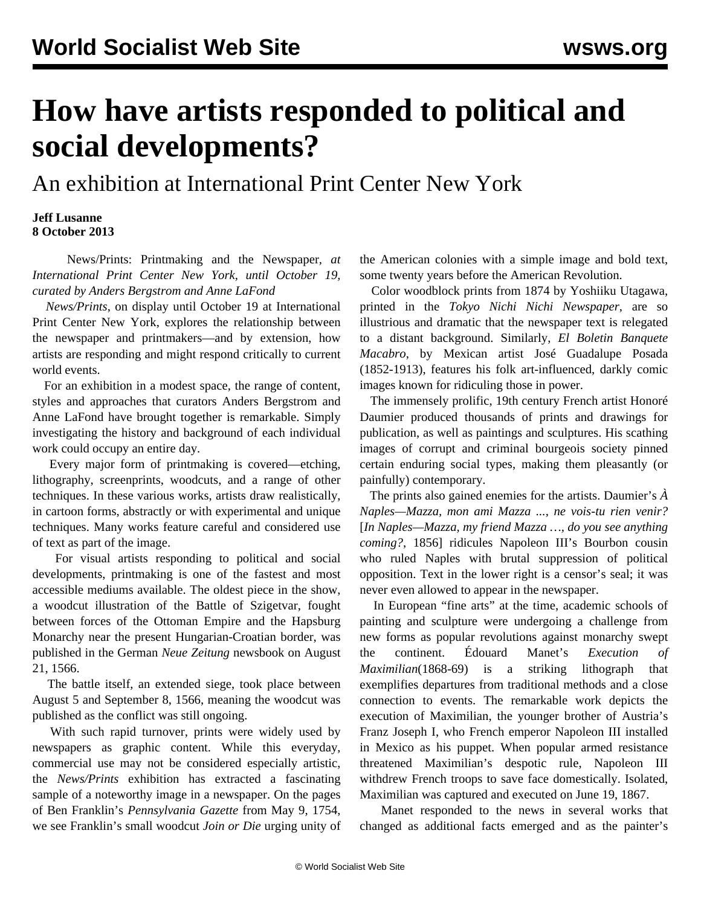# How have artists responded to political and social developments?

## An exhibition at International Print Center New York

**Jeff Lusanne**
**8 October 2013**

News/Prints: Printmaking and the Newspaper, *at International Print Center New York, until October 19, curated by Anders Bergstrom and Anne LaFond*

*News/Prints*, on display until October 19 at International Print Center New York, explores the relationship between the newspaper and printmakers—and by extension, how artists are responding and might respond critically to current world events.

For an exhibition in a modest space, the range of content, styles and approaches that curators Anders Bergstrom and Anne LaFond have brought together is remarkable. Simply investigating the history and background of each individual work could occupy an entire day.

Every major form of printmaking is covered—etching, lithography, screenprints, woodcuts, and a range of other techniques. In these various works, artists draw realistically, in cartoon forms, abstractly or with experimental and unique techniques. Many works feature careful and considered use of text as part of the image.

For visual artists responding to political and social developments, printmaking is one of the fastest and most accessible mediums available. The oldest piece in the show, a woodcut illustration of the Battle of Szigetvar, fought between forces of the Ottoman Empire and the Hapsburg Monarchy near the present Hungarian-Croatian border, was published in the German *Neue Zeitung* newsbook on August 21, 1566.

The battle itself, an extended siege, took place between August 5 and September 8, 1566, meaning the woodcut was published as the conflict was still ongoing.

With such rapid turnover, prints were widely used by newspapers as graphic content. While this everyday, commercial use may not be considered especially artistic, the *News/Prints* exhibition has extracted a fascinating sample of a noteworthy image in a newspaper. On the pages of Ben Franklin's *Pennsylvania Gazette* from May 9, 1754, we see Franklin's small woodcut *Join or Die* urging unity of the American colonies with a simple image and bold text, some twenty years before the American Revolution.

Color woodblock prints from 1874 by Yoshiiku Utagawa, printed in the *Tokyo Nichi Nichi Newspaper*, are so illustrious and dramatic that the newspaper text is relegated to a distant background. Similarly, *El Boletin Banquete Macabro*, by Mexican artist José Guadalupe Posada (1852-1913), features his folk art-influenced, darkly comic images known for ridiculing those in power.

The immensely prolific, 19th century French artist Honoré Daumier produced thousands of prints and drawings for publication, as well as paintings and sculptures. His scathing images of corrupt and criminal bourgeois society pinned certain enduring social types, making them pleasantly (or painfully) contemporary.

The prints also gained enemies for the artists. Daumier's *À Naples—Mazza, mon ami Mazza ..., ne vois-tu rien venir?* [*In Naples—Mazza, my friend Mazza …, do you see anything coming?*, 1856] ridicules Napoleon III's Bourbon cousin who ruled Naples with brutal suppression of political opposition. Text in the lower right is a censor's seal; it was never even allowed to appear in the newspaper.

In European "fine arts" at the time, academic schools of painting and sculpture were undergoing a challenge from new forms as popular revolutions against monarchy swept the continent. Édouard Manet's *Execution of Maximilian*(1868-69) is a striking lithograph that exemplifies departures from traditional methods and a close connection to events. The remarkable work depicts the execution of Maximilian, the younger brother of Austria's Franz Joseph I, who French emperor Napoleon III installed in Mexico as his puppet. When popular armed resistance threatened Maximilian's despotic rule, Napoleon III withdrew French troops to save face domestically. Isolated, Maximilian was captured and executed on June 19, 1867.

Manet responded to the news in several works that changed as additional facts emerged and as the painter's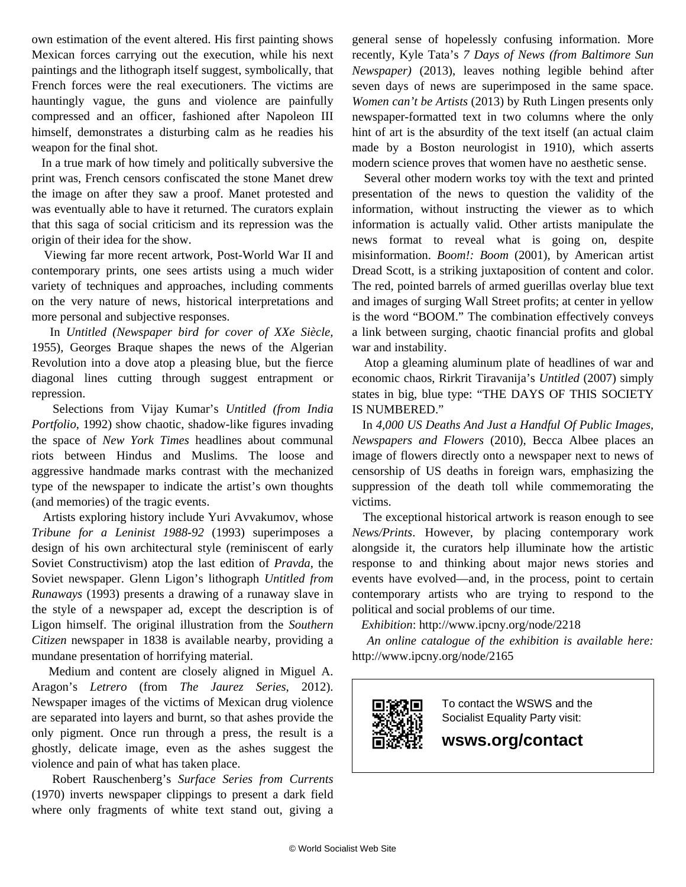own estimation of the event altered. His first painting shows Mexican forces carrying out the execution, while his next paintings and the lithograph itself suggest, symbolically, that French forces were the real executioners. The victims are hauntingly vague, the guns and violence are painfully compressed and an officer, fashioned after Napoleon III himself, demonstrates a disturbing calm as he readies his weapon for the final shot.

In a true mark of how timely and politically subversive the print was, French censors confiscated the stone Manet drew the image on after they saw a proof. Manet protested and was eventually able to have it returned. The curators explain that this saga of social criticism and its repression was the origin of their idea for the show.

Viewing far more recent artwork, Post-World War II and contemporary prints, one sees artists using a much wider variety of techniques and approaches, including comments on the very nature of news, historical interpretations and more personal and subjective responses.

In *Untitled (Newspaper bird for cover of XXe Siècle,* 1955), Georges Braque shapes the news of the Algerian Revolution into a dove atop a pleasing blue, but the fierce diagonal lines cutting through suggest entrapment or repression.

Selections from Vijay Kumar's *Untitled (from India Portfolio,* 1992) show chaotic, shadow-like figures invading the space of *New York Times* headlines about communal riots between Hindus and Muslims. The loose and aggressive handmade marks contrast with the mechanized type of the newspaper to indicate the artist's own thoughts (and memories) of the tragic events.

Artists exploring history include Yuri Avvakumov, whose *Tribune for a Leninist 1988-92* (1993) superimposes a design of his own architectural style (reminiscent of early Soviet Constructivism) atop the last edition of *Pravda*, the Soviet newspaper. Glenn Ligon's lithograph *Untitled from Runaways* (1993) presents a drawing of a runaway slave in the style of a newspaper ad, except the description is of Ligon himself. The original illustration from the *Southern Citizen* newspaper in 1838 is available nearby, providing a mundane presentation of horrifying material.

Medium and content are closely aligned in Miguel A. Aragon's *Letrero* (from *The Jaurez Series*, 2012). Newspaper images of the victims of Mexican drug violence are separated into layers and burnt, so that ashes provide the only pigment. Once run through a press, the result is a ghostly, delicate image, even as the ashes suggest the violence and pain of what has taken place.

Robert Rauschenberg's *Surface Series from Currents* (1970) inverts newspaper clippings to present a dark field where only fragments of white text stand out, giving a general sense of hopelessly confusing information. More recently, Kyle Tata's *7 Days of News (from Baltimore Sun Newspaper)* (2013), leaves nothing legible behind after seven days of news are superimposed in the same space. *Women can't be Artists* (2013) by Ruth Lingen presents only newspaper-formatted text in two columns where the only hint of art is the absurdity of the text itself (an actual claim made by a Boston neurologist in 1910), which asserts modern science proves that women have no aesthetic sense.

Several other modern works toy with the text and printed presentation of the news to question the validity of the information, without instructing the viewer as to which information is actually valid. Other artists manipulate the news format to reveal what is going on, despite misinformation. *Boom!: Boom* (2001), by American artist Dread Scott, is a striking juxtaposition of content and color. The red, pointed barrels of armed guerillas overlay blue text and images of surging Wall Street profits; at center in yellow is the word "BOOM." The combination effectively conveys a link between surging, chaotic financial profits and global war and instability.

Atop a gleaming aluminum plate of headlines of war and economic chaos, Rirkrit Tiravanija's *Untitled* (2007) simply states in big, blue type: "THE DAYS OF THIS SOCIETY IS NUMBERED."

In *4,000 US Deaths And Just a Handful Of Public Images, Newspapers and Flowers* (2010), Becca Albee places an image of flowers directly onto a newspaper next to news of censorship of US deaths in foreign wars, emphasizing the suppression of the death toll while commemorating the victims.

The exceptional historical artwork is reason enough to see *News/Prints*. However, by placing contemporary work alongside it, the curators help illuminate how the artistic response to and thinking about major news stories and events have evolved—and, in the process, point to certain contemporary artists who are trying to respond to the political and social problems of our time.

*Exhibition*: http://www.ipcny.org/node/2218

*An online catalogue of the exhibition is available here:* http://www.ipcny.org/node/2165

To contact the WSWS and the Socialist Equality Party visit:

**wsws.org/contact**